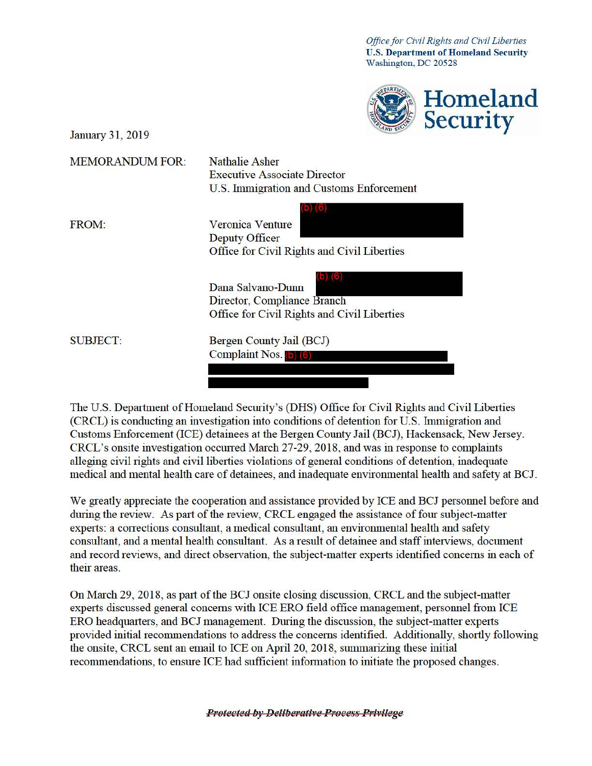*Office for Civil Rights and Civil Liberties*
**U.S. Department of Homeland Security**
Washington, DC 20528

**Homeland Security**

January 31, 2019

MEMORANDUM FOR: Nathalie Asher
Executive Associate Director
U.S. Immigration and Customs Enforcement

FROM: Veronica Venture (b) (6)
Deputy Officer
Office for Civil Rights and Civil Liberties

Dana Salvano-Dunn (b) (6)
Director, Compliance Branch
Office for Civil Rights and Civil Liberties

SUBJECT: Bergen County Jail (BCJ)
Complaint Nos. (b) (6)

The U.S. Department of Homeland Security's (DHS) Office for Civil Rights and Civil Liberties (CRCL) is conducting an investigation into conditions of detention for U.S. Immigration and Customs Enforcement (ICE) detainees at the Bergen County Jail (BCJ), Hackensack, New Jersey. CRCL's onsite investigation occurred March 27-29, 2018, and was in response to complaints alleging civil rights and civil liberties violations of general conditions of detention, inadequate medical and mental health care of detainees, and inadequate environmental health and safety at BCJ.

We greatly appreciate the cooperation and assistance provided by ICE and BCJ personnel before and during the review. As part of the review, CRCL engaged the assistance of four subject-matter experts: a corrections consultant, a medical consultant, an environmental health and safety consultant, and a mental health consultant. As a result of detainee and staff interviews, document and record reviews, and direct observation, the subject-matter experts identified concerns in each of their areas.

On March 29, 2018, as part of the BCJ onsite closing discussion, CRCL and the subject-matter experts discussed general concerns with ICE ERO field office management, personnel from ICE ERO headquarters, and BCJ management. During the discussion, the subject-matter experts provided initial recommendations to address the concerns identified. Additionally, shortly following the onsite, CRCL sent an email to ICE on April 20, 2018, summarizing these initial recommendations, to ensure ICE had sufficient information to initiate the proposed changes.

~~***Protected by Deliberative Process Privilege***~~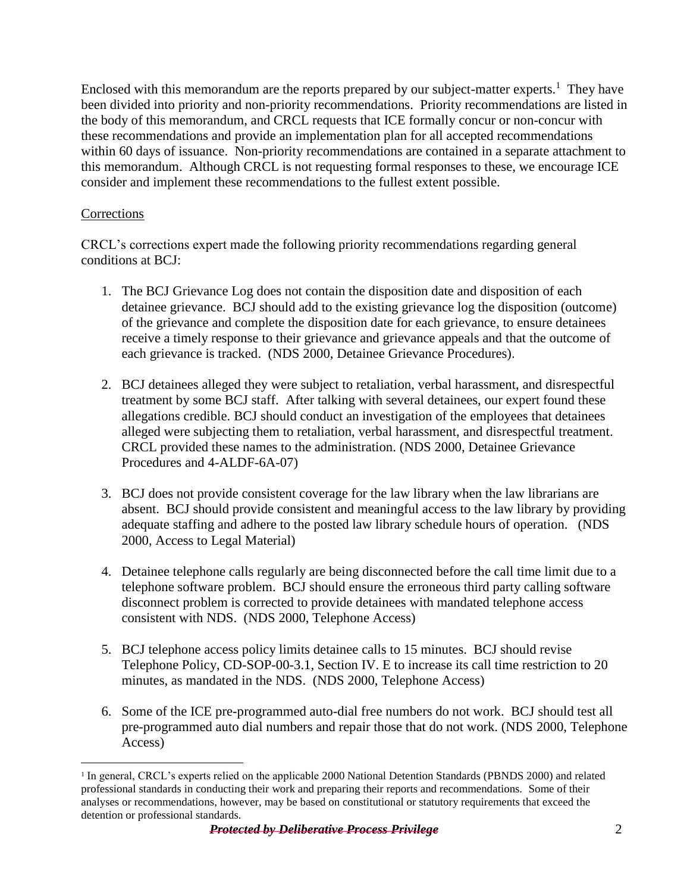Enclosed with this memorandum are the reports prepared by our subject-matter experts.[1] They have been divided into priority and non-priority recommendations. Priority recommendations are listed in the body of this memorandum, and CRCL requests that ICE formally concur or non-concur with these recommendations and provide an implementation plan for all accepted recommendations within 60 days of issuance. Non-priority recommendations are contained in a separate attachment to this memorandum. Although CRCL is not requesting formal responses to these, we encourage ICE consider and implement these recommendations to the fullest extent possible.

Corrections

CRCL's corrections expert made the following priority recommendations regarding general conditions at BCJ:

1. The BCJ Grievance Log does not contain the disposition date and disposition of each detainee grievance. BCJ should add to the existing grievance log the disposition (outcome) of the grievance and complete the disposition date for each grievance, to ensure detainees receive a timely response to their grievance and grievance appeals and that the outcome of each grievance is tracked. (NDS 2000, Detainee Grievance Procedures).

2. BCJ detainees alleged they were subject to retaliation, verbal harassment, and disrespectful treatment by some BCJ staff. After talking with several detainees, our expert found these allegations credible. BCJ should conduct an investigation of the employees that detainees alleged were subjecting them to retaliation, verbal harassment, and disrespectful treatment. CRCL provided these names to the administration. (NDS 2000, Detainee Grievance Procedures and 4-ALDF-6A-07)

3. BCJ does not provide consistent coverage for the law library when the law librarians are absent. BCJ should provide consistent and meaningful access to the law library by providing adequate staffing and adhere to the posted law library schedule hours of operation. (NDS 2000, Access to Legal Material)

4. Detainee telephone calls regularly are being disconnected before the call time limit due to a telephone software problem. BCJ should ensure the erroneous third party calling software disconnect problem is corrected to provide detainees with mandated telephone access consistent with NDS. (NDS 2000, Telephone Access)

5. BCJ telephone access policy limits detainee calls to 15 minutes. BCJ should revise Telephone Policy, CD-SOP-00-3.1, Section IV. E to increase its call time restriction to 20 minutes, as mandated in the NDS. (NDS 2000, Telephone Access)

6. Some of the ICE pre-programmed auto-dial free numbers do not work. BCJ should test all pre-programmed auto dial numbers and repair those that do not work. (NDS 2000, Telephone Access)

---

[1] In general, CRCL's experts relied on the applicable 2000 National Detention Standards (PBNDS 2000) and related professional standards in conducting their work and preparing their reports and recommendations. Some of their analyses or recommendations, however, may be based on constitutional or statutory requirements that exceed the detention or professional standards.

~~***Protected by Deliberative Process Privilege***~~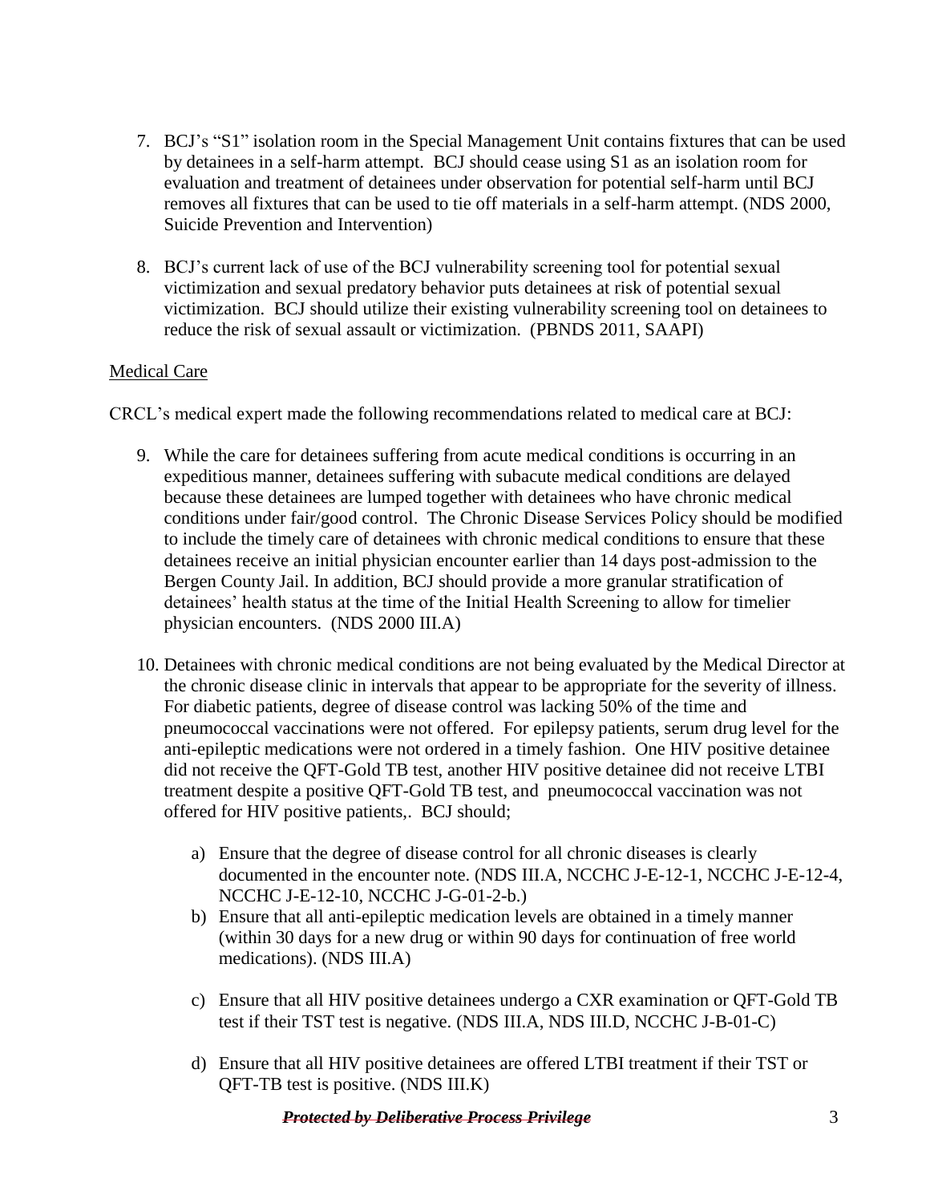7. BCJ's "S1" isolation room in the Special Management Unit contains fixtures that can be used by detainees in a self-harm attempt. BCJ should cease using S1 as an isolation room for evaluation and treatment of detainees under observation for potential self-harm until BCJ removes all fixtures that can be used to tie off materials in a self-harm attempt. (NDS 2000, Suicide Prevention and Intervention)

8. BCJ's current lack of use of the BCJ vulnerability screening tool for potential sexual victimization and sexual predatory behavior puts detainees at risk of potential sexual victimization. BCJ should utilize their existing vulnerability screening tool on detainees to reduce the risk of sexual assault or victimization. (PBNDS 2011, SAAPI)

<u>Medical Care</u>

CRCL's medical expert made the following recommendations related to medical care at BCJ:

9. While the care for detainees suffering from acute medical conditions is occurring in an expeditious manner, detainees suffering with subacute medical conditions are delayed because these detainees are lumped together with detainees who have chronic medical conditions under fair/good control. The Chronic Disease Services Policy should be modified to include the timely care of detainees with chronic medical conditions to ensure that these detainees receive an initial physician encounter earlier than 14 days post-admission to the Bergen County Jail. In addition, BCJ should provide a more granular stratification of detainees' health status at the time of the Initial Health Screening to allow for timelier physician encounters. (NDS 2000 III.A)

10. Detainees with chronic medical conditions are not being evaluated by the Medical Director at the chronic disease clinic in intervals that appear to be appropriate for the severity of illness. For diabetic patients, degree of disease control was lacking 50% of the time and pneumococcal vaccinations were not offered. For epilepsy patients, serum drug level for the anti-epileptic medications were not ordered in a timely fashion. One HIV positive detainee did not receive the QFT-Gold TB test, another HIV positive detainee did not receive LTBI treatment despite a positive QFT-Gold TB test, and pneumococcal vaccination was not offered for HIV positive patients,. BCJ should;

    a) Ensure that the degree of disease control for all chronic diseases is clearly documented in the encounter note. (NDS III.A, NCCHC J-E-12-1, NCCHC J-E-12-4, NCCHC J-E-12-10, NCCHC J-G-01-2-b.)
    b) Ensure that all anti-epileptic medication levels are obtained in a timely manner (within 30 days for a new drug or within 90 days for continuation of free world medications). (NDS III.A)
    c) Ensure that all HIV positive detainees undergo a CXR examination or QFT-Gold TB test if their TST test is negative. (NDS III.A, NDS III.D, NCCHC J-B-01-C)
    d) Ensure that all HIV positive detainees are offered LTBI treatment if their TST or QFT-TB test is positive. (NDS III.K)

~~***Protected by Deliberative Process Privilege***~~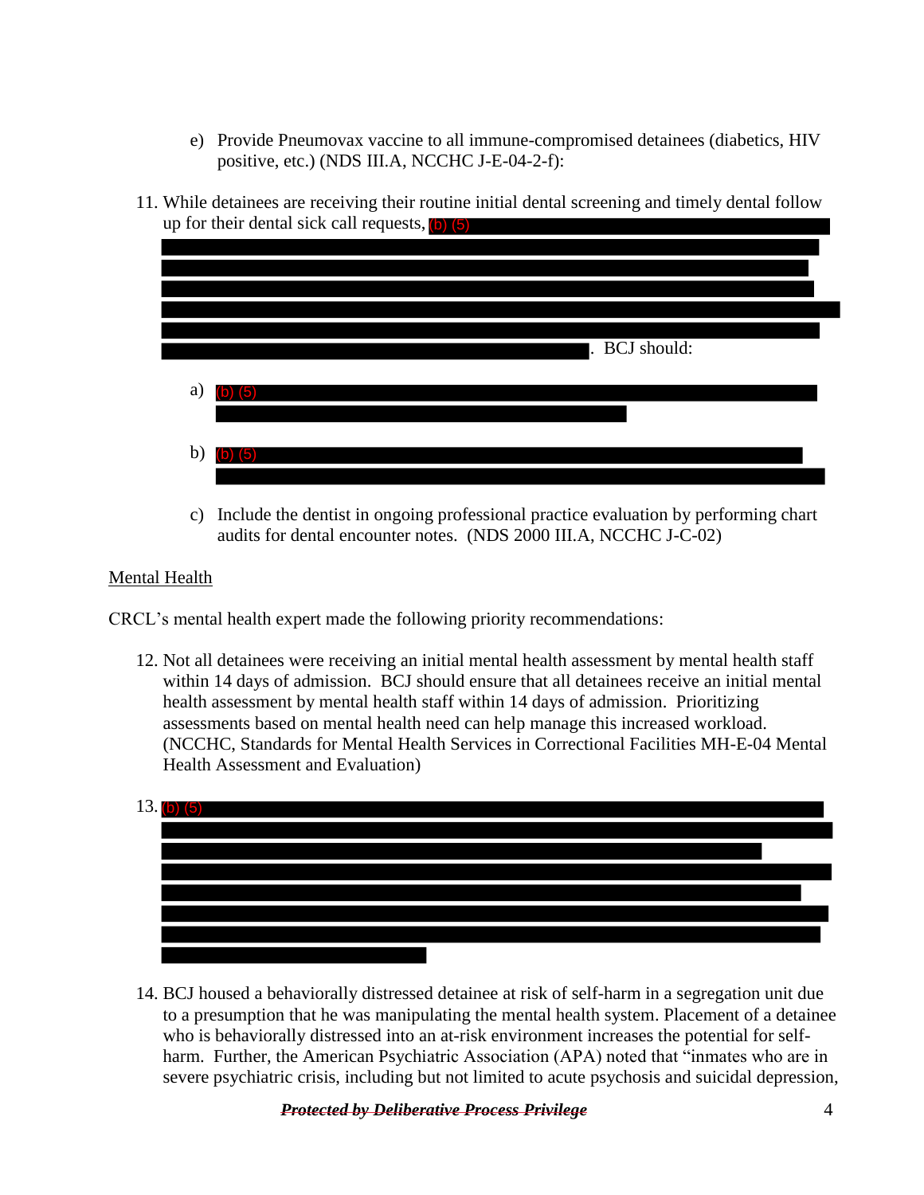e) Provide Pneumovax vaccine to all immune-compromised detainees (diabetics, HIV positive, etc.) (NDS III.A, NCCHC J-E-04-2-f):

11. While detainees are receiving their routine initial dental screening and timely dental follow up for their dental sick call requests, (b) (5) . BCJ should:

    a) (b) (5)

    b) (b) (5)

    c) Include the dentist in ongoing professional practice evaluation by performing chart audits for dental encounter notes. (NDS 2000 III.A, NCCHC J-C-02)

<u>Mental Health</u>

CRCL's mental health expert made the following priority recommendations:

12. Not all detainees were receiving an initial mental health assessment by mental health staff within 14 days of admission. BCJ should ensure that all detainees receive an initial mental health assessment by mental health staff within 14 days of admission. Prioritizing assessments based on mental health need can help manage this increased workload. (NCCHC, Standards for Mental Health Services in Correctional Facilities MH-E-04 Mental Health Assessment and Evaluation)

13. (b) (5)

14. BCJ housed a behaviorally distressed detainee at risk of self-harm in a segregation unit due to a presumption that he was manipulating the mental health system. Placement of a detainee who is behaviorally distressed into an at-risk environment increases the potential for self-harm. Further, the American Psychiatric Association (APA) noted that "inmates who are in severe psychiatric crisis, including but not limited to acute psychosis and suicidal depression,

~~***Protected by Deliberative Process Privilege***~~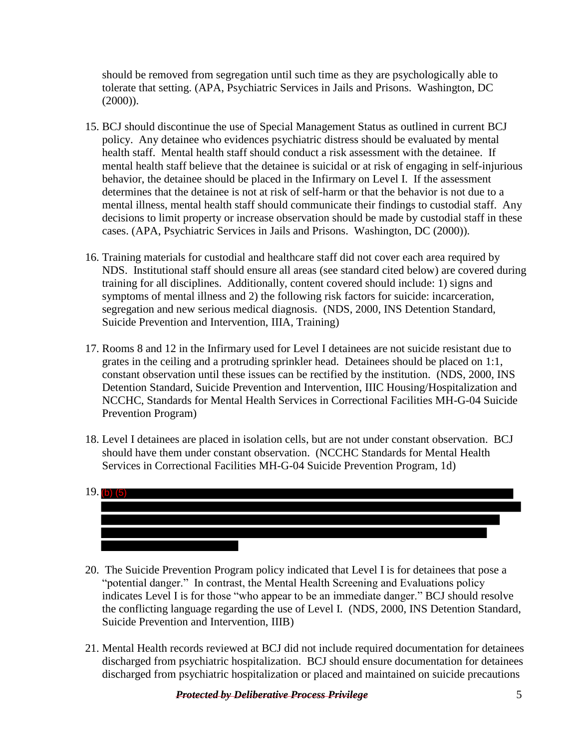should be removed from segregation until such time as they are psychologically able to tolerate that setting. (APA, Psychiatric Services in Jails and Prisons. Washington, DC (2000)).

15. BCJ should discontinue the use of Special Management Status as outlined in current BCJ policy. Any detainee who evidences psychiatric distress should be evaluated by mental health staff. Mental health staff should conduct a risk assessment with the detainee. If mental health staff believe that the detainee is suicidal or at risk of engaging in self-injurious behavior, the detainee should be placed in the Infirmary on Level I. If the assessment determines that the detainee is not at risk of self-harm or that the behavior is not due to a mental illness, mental health staff should communicate their findings to custodial staff. Any decisions to limit property or increase observation should be made by custodial staff in these cases. (APA, Psychiatric Services in Jails and Prisons. Washington, DC (2000)).

16. Training materials for custodial and healthcare staff did not cover each area required by NDS. Institutional staff should ensure all areas (see standard cited below) are covered during training for all disciplines. Additionally, content covered should include: 1) signs and symptoms of mental illness and 2) the following risk factors for suicide: incarceration, segregation and new serious medical diagnosis. (NDS, 2000, INS Detention Standard, Suicide Prevention and Intervention, IIIA, Training)

17. Rooms 8 and 12 in the Infirmary used for Level I detainees are not suicide resistant due to grates in the ceiling and a protruding sprinkler head. Detainees should be placed on 1:1, constant observation until these issues can be rectified by the institution. (NDS, 2000, INS Detention Standard, Suicide Prevention and Intervention, IIIC Housing/Hospitalization and NCCHC, Standards for Mental Health Services in Correctional Facilities MH-G-04 Suicide Prevention Program)

18. Level I detainees are placed in isolation cells, but are not under constant observation. BCJ should have them under constant observation. (NCCHC Standards for Mental Health Services in Correctional Facilities MH-G-04 Suicide Prevention Program, 1d)

19. (b) (5) [REDACTED]

20. The Suicide Prevention Program policy indicated that Level I is for detainees that pose a "potential danger." In contrast, the Mental Health Screening and Evaluations policy indicates Level I is for those "who appear to be an immediate danger." BCJ should resolve the conflicting language regarding the use of Level I. (NDS, 2000, INS Detention Standard, Suicide Prevention and Intervention, IIIB)

21. Mental Health records reviewed at BCJ did not include required documentation for detainees discharged from psychiatric hospitalization. BCJ should ensure documentation for detainees discharged from psychiatric hospitalization or placed and maintained on suicide precautions

~~***Protected by Deliberative Process Privilege***~~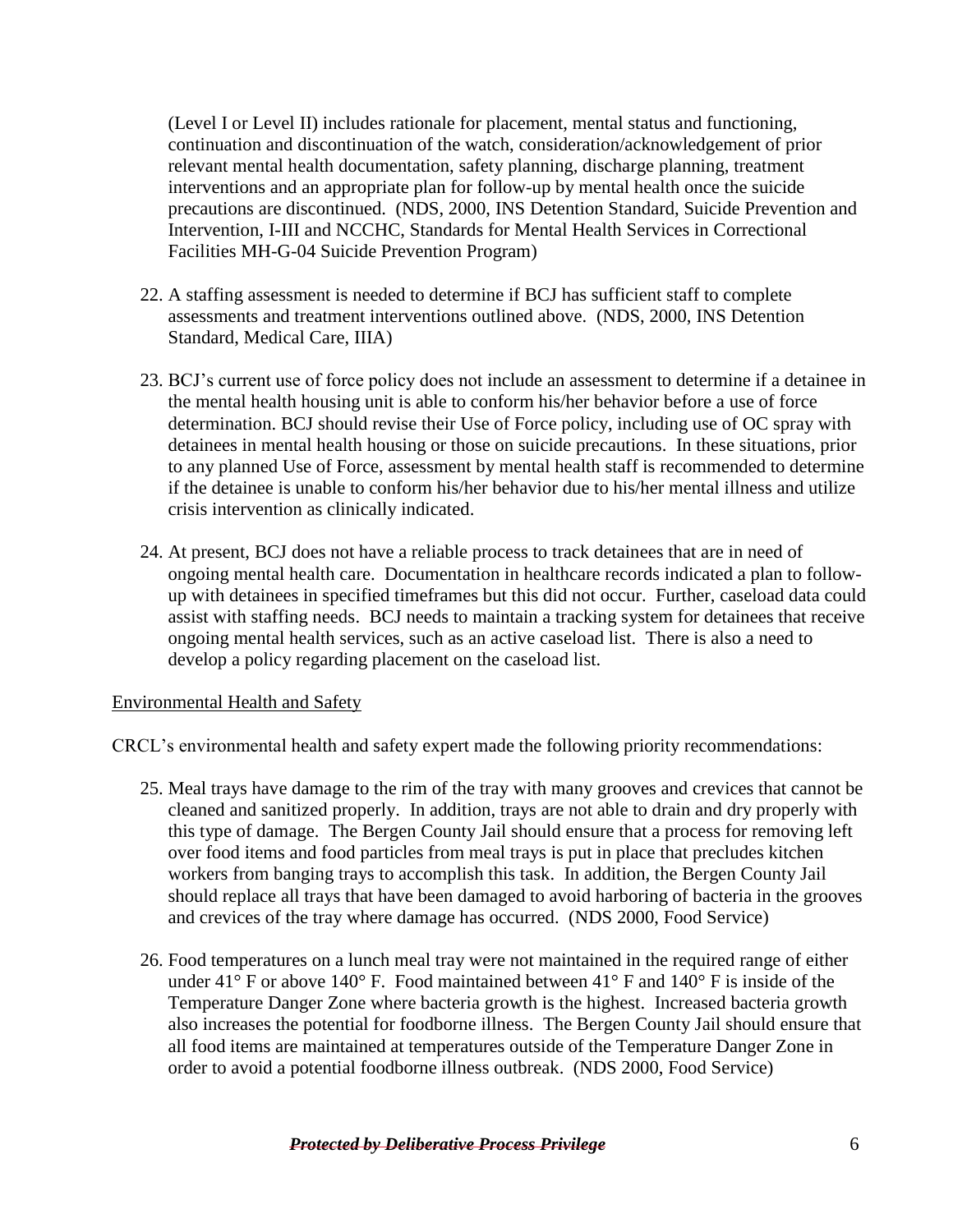(Level I or Level II) includes rationale for placement, mental status and functioning, continuation and discontinuation of the watch, consideration/acknowledgement of prior relevant mental health documentation, safety planning, discharge planning, treatment interventions and an appropriate plan for follow-up by mental health once the suicide precautions are discontinued. (NDS, 2000, INS Detention Standard, Suicide Prevention and Intervention, I-III and NCCHC, Standards for Mental Health Services in Correctional Facilities MH-G-04 Suicide Prevention Program)

22. A staffing assessment is needed to determine if BCJ has sufficient staff to complete assessments and treatment interventions outlined above. (NDS, 2000, INS Detention Standard, Medical Care, IIIA)

23. BCJ's current use of force policy does not include an assessment to determine if a detainee in the mental health housing unit is able to conform his/her behavior before a use of force determination. BCJ should revise their Use of Force policy, including use of OC spray with detainees in mental health housing or those on suicide precautions. In these situations, prior to any planned Use of Force, assessment by mental health staff is recommended to determine if the detainee is unable to conform his/her behavior due to his/her mental illness and utilize crisis intervention as clinically indicated.

24. At present, BCJ does not have a reliable process to track detainees that are in need of ongoing mental health care. Documentation in healthcare records indicated a plan to follow-up with detainees in specified timeframes but this did not occur. Further, caseload data could assist with staffing needs. BCJ needs to maintain a tracking system for detainees that receive ongoing mental health services, such as an active caseload list. There is also a need to develop a policy regarding placement on the caseload list.

<u>Environmental Health and Safety</u>

CRCL's environmental health and safety expert made the following priority recommendations:

25. Meal trays have damage to the rim of the tray with many grooves and crevices that cannot be cleaned and sanitized properly. In addition, trays are not able to drain and dry properly with this type of damage. The Bergen County Jail should ensure that a process for removing left over food items and food particles from meal trays is put in place that precludes kitchen workers from banging trays to accomplish this task. In addition, the Bergen County Jail should replace all trays that have been damaged to avoid harboring of bacteria in the grooves and crevices of the tray where damage has occurred. (NDS 2000, Food Service)

26. Food temperatures on a lunch meal tray were not maintained in the required range of either under 41° F or above 140° F. Food maintained between 41° F and 140° F is inside of the Temperature Danger Zone where bacteria growth is the highest. Increased bacteria growth also increases the potential for foodborne illness. The Bergen County Jail should ensure that all food items are maintained at temperatures outside of the Temperature Danger Zone in order to avoid a potential foodborne illness outbreak. (NDS 2000, Food Service)

~~***Protected by Deliberative Process Privilege***~~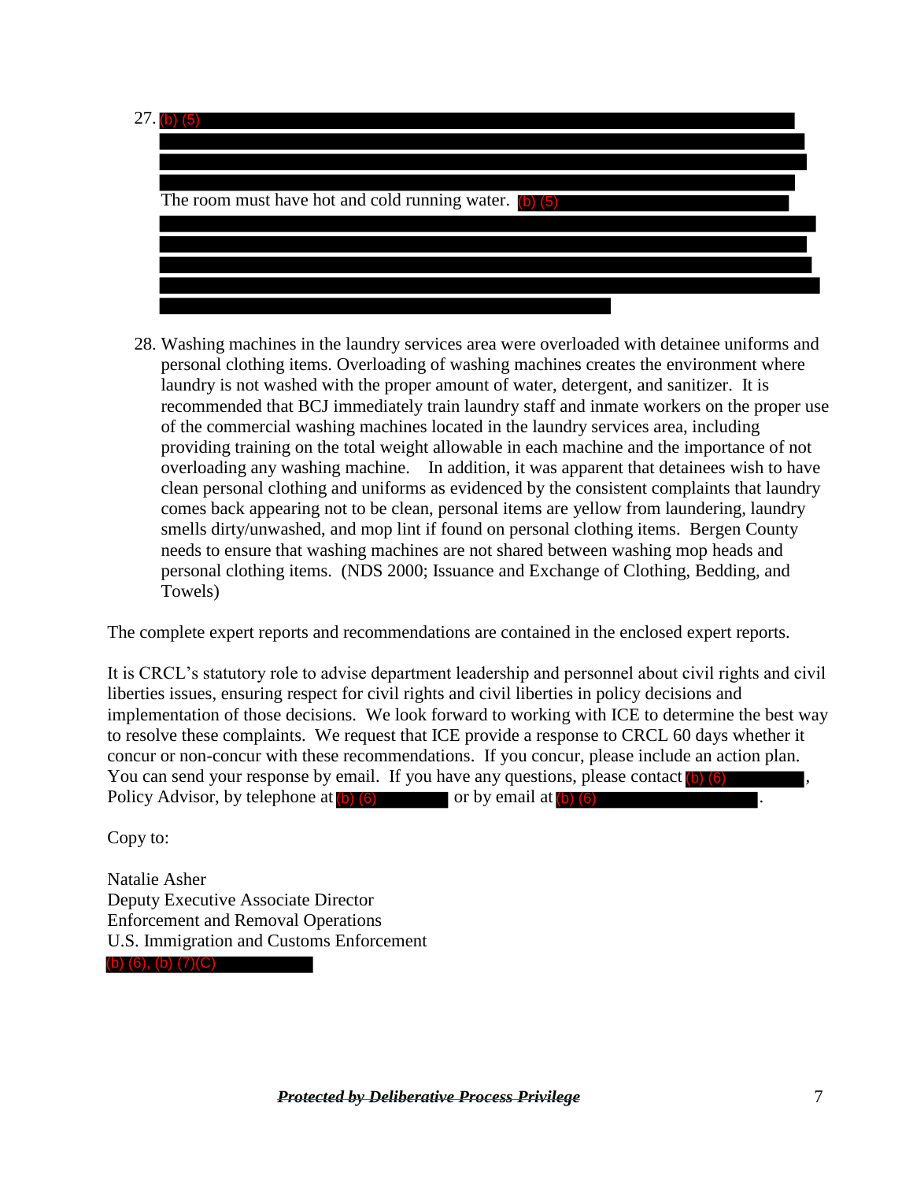27. (b) (5)

    The room must have hot and cold running water. (b) (5)

28. Washing machines in the laundry services area were overloaded with detainee uniforms and personal clothing items. Overloading of washing machines creates the environment where laundry is not washed with the proper amount of water, detergent, and sanitizer. It is recommended that BCJ immediately train laundry staff and inmate workers on the proper use of the commercial washing machines located in the laundry services area, including providing training on the total weight allowable in each machine and the importance of not overloading any washing machine. In addition, it was apparent that detainees wish to have clean personal clothing and uniforms as evidenced by the consistent complaints that laundry comes back appearing not to be clean, personal items are yellow from laundering, laundry smells dirty/unwashed, and mop lint if found on personal clothing items. Bergen County needs to ensure that washing machines are not shared between washing mop heads and personal clothing items. (NDS 2000; Issuance and Exchange of Clothing, Bedding, and Towels)

The complete expert reports and recommendations are contained in the enclosed expert reports.

It is CRCL's statutory role to advise department leadership and personnel about civil rights and civil liberties issues, ensuring respect for civil rights and civil liberties in policy decisions and implementation of those decisions. We look forward to working with ICE to determine the best way to resolve these complaints. We request that ICE provide a response to CRCL 60 days whether it concur or non-concur with these recommendations. If you concur, please include an action plan. You can send your response by email. If you have any questions, please contact (b) (6), Policy Advisor, by telephone at (b) (6) or by email at (b) (6).

Copy to:

Natalie Asher
Deputy Executive Associate Director
Enforcement and Removal Operations
U.S. Immigration and Customs Enforcement
(b) (6), (b) (7)(C)

~~***Protected by Deliberative Process Privilege***~~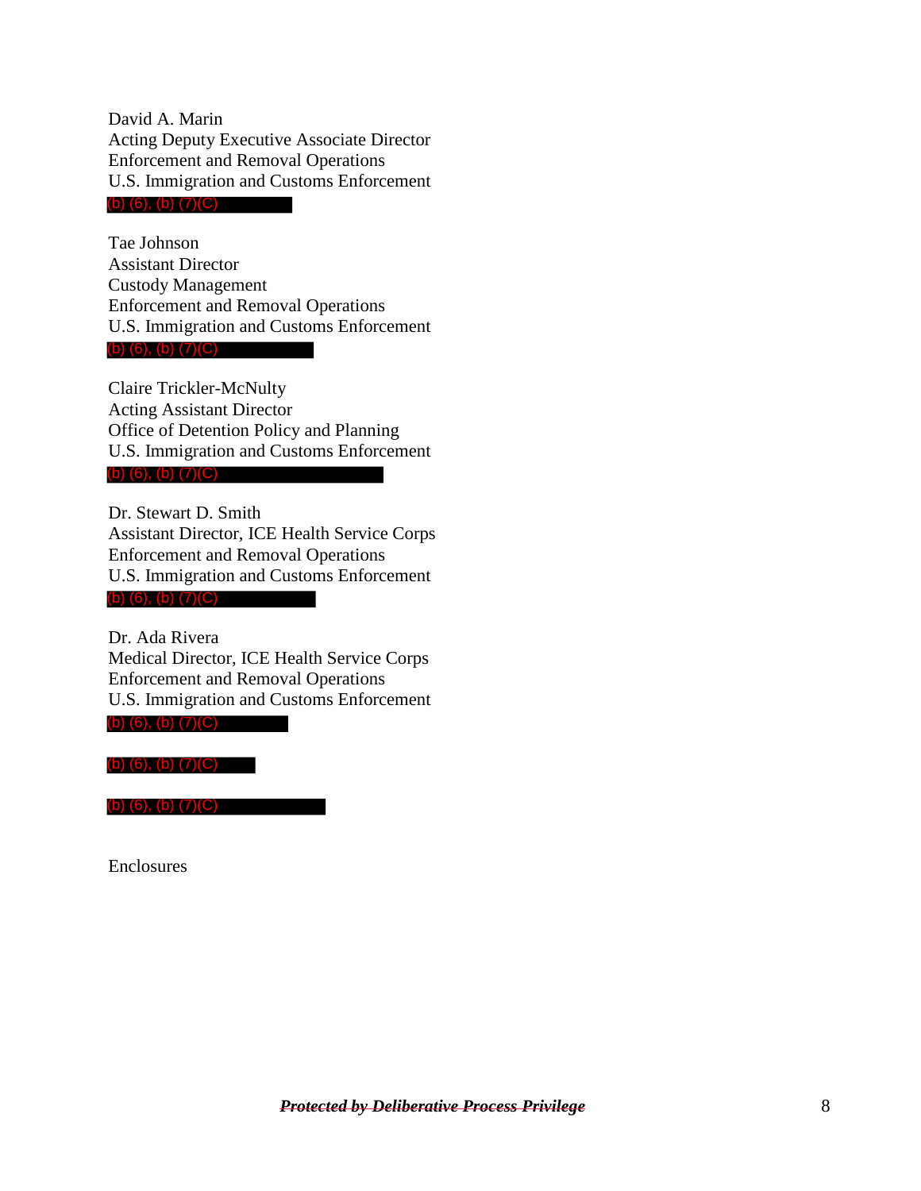David A. Marin
Acting Deputy Executive Associate Director
Enforcement and Removal Operations
U.S. Immigration and Customs Enforcement
(b) (6), (b) (7)(C)

Tae Johnson
Assistant Director
Custody Management
Enforcement and Removal Operations
U.S. Immigration and Customs Enforcement
(b) (6), (b) (7)(C)

Claire Trickler-McNulty
Acting Assistant Director
Office of Detention Policy and Planning
U.S. Immigration and Customs Enforcement
(b) (6), (b) (7)(C)

Dr. Stewart D. Smith
Assistant Director, ICE Health Service Corps
Enforcement and Removal Operations
U.S. Immigration and Customs Enforcement
(b) (6), (b) (7)(C)

Dr. Ada Rivera
Medical Director, ICE Health Service Corps
Enforcement and Removal Operations
U.S. Immigration and Customs Enforcement
(b) (6), (b) (7)(C)

(b) (6), (b) (7)(C)

(b) (6), (b) (7)(C)

Enclosures

***Protected by Deliberative Process Privilege***